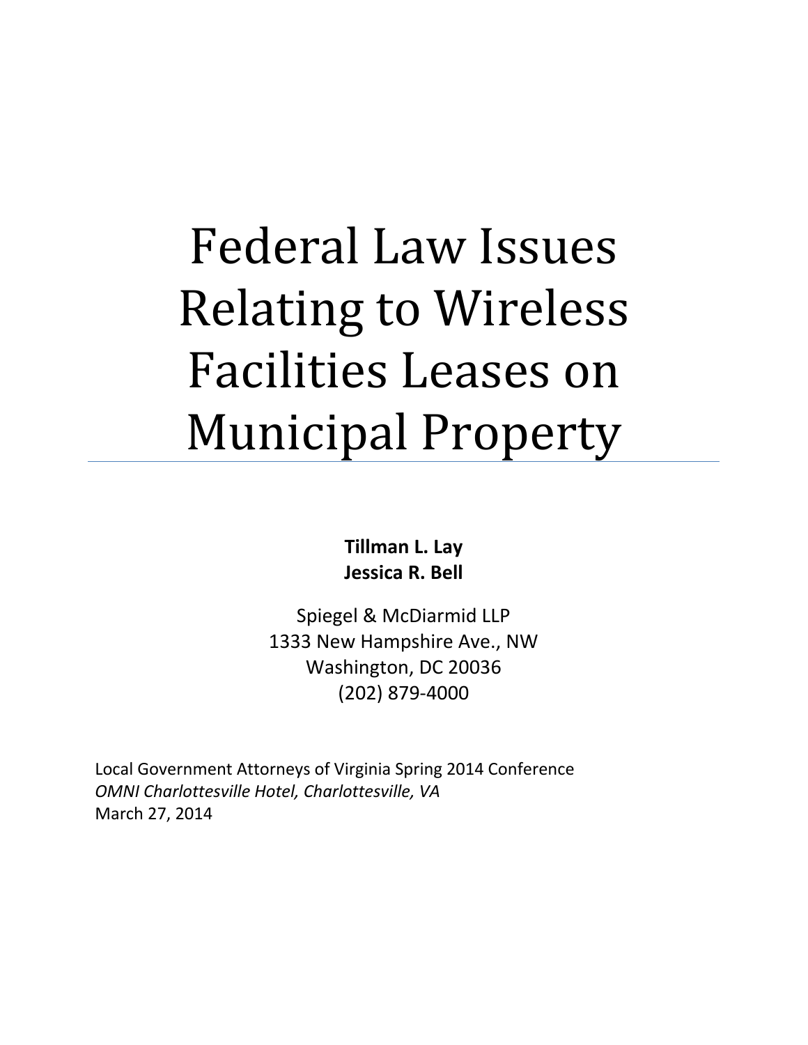# Federal Law Issues Relating to Wireless Facilities Leases on Municipal Property

**Tillman L. Lay**
**Jessica R. Bell**

Spiegel & McDiarmid LLP
1333 New Hampshire Ave., NW
Washington, DC 20036
(202) 879-4000

Local Government Attorneys of Virginia Spring 2014 Conference
*OMNI Charlottesville Hotel, Charlottesville, VA*
March 27, 2014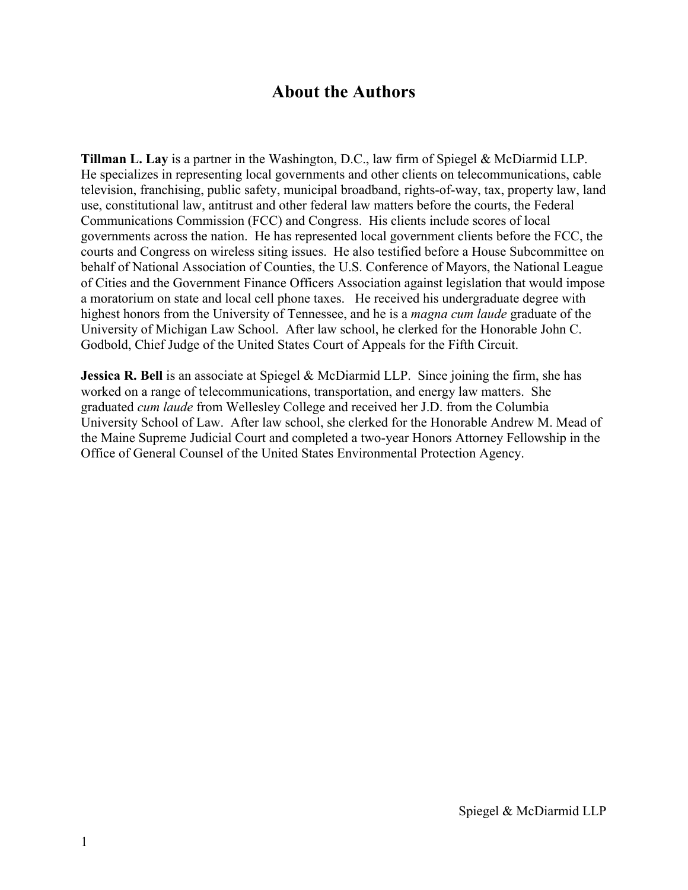# About the Authors

**Tillman L. Lay** is a partner in the Washington, D.C., law firm of Spiegel & McDiarmid LLP. He specializes in representing local governments and other clients on telecommunications, cable television, franchising, public safety, municipal broadband, rights-of-way, tax, property law, land use, constitutional law, antitrust and other federal law matters before the courts, the Federal Communications Commission (FCC) and Congress. His clients include scores of local governments across the nation. He has represented local government clients before the FCC, the courts and Congress on wireless siting issues. He also testified before a House Subcommittee on behalf of National Association of Counties, the U.S. Conference of Mayors, the National League of Cities and the Government Finance Officers Association against legislation that would impose a moratorium on state and local cell phone taxes. He received his undergraduate degree with highest honors from the University of Tennessee, and he is a *magna cum laude* graduate of the University of Michigan Law School. After law school, he clerked for the Honorable John C. Godbold, Chief Judge of the United States Court of Appeals for the Fifth Circuit.

**Jessica R. Bell** is an associate at Spiegel & McDiarmid LLP. Since joining the firm, she has worked on a range of telecommunications, transportation, and energy law matters. She graduated *cum laude* from Wellesley College and received her J.D. from the Columbia University School of Law. After law school, she clerked for the Honorable Andrew M. Mead of the Maine Supreme Judicial Court and completed a two-year Honors Attorney Fellowship in the Office of General Counsel of the United States Environmental Protection Agency.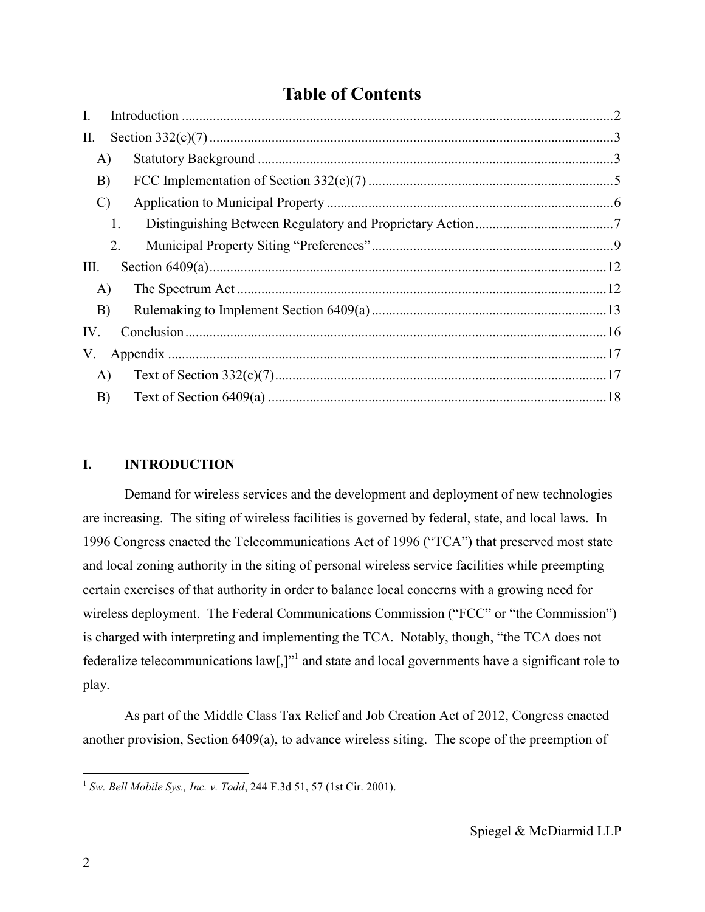# Table of Contents

I. Introduction ....................................................................................................................2

II. Section 332(c)(7) ..............................................................................................................3

A) Statutory Background .....................................................................................................3

B) FCC Implementation of Section 332(c)(7) ......................................................................5

C) Application to Municipal Property .................................................................................6

1. Distinguishing Between Regulatory and Proprietary Action ........................................7

2. Municipal Property Siting "Preferences" .....................................................................9

III. Section 6409(a) ...............................................................................................................12

A) The Spectrum Act ..........................................................................................................12

B) Rulemaking to Implement Section 6409(a) ...................................................................13

IV. Conclusion ......................................................................................................................16

V. Appendix ..........................................................................................................................17

A) Text of Section 332(c)(7) ...............................................................................................17

B) Text of Section 6409(a) ..................................................................................................18

## I. INTRODUCTION

Demand for wireless services and the development and deployment of new technologies are increasing. The siting of wireless facilities is governed by federal, state, and local laws. In 1996 Congress enacted the Telecommunications Act of 1996 ("TCA") that preserved most state and local zoning authority in the siting of personal wireless service facilities while preempting certain exercises of that authority in order to balance local concerns with a growing need for wireless deployment. The Federal Communications Commission ("FCC" or "the Commission") is charged with interpreting and implementing the TCA. Notably, though, "the TCA does not federalize telecommunications law[,]"[1] and state and local governments have a significant role to play.

As part of the Middle Class Tax Relief and Job Creation Act of 2012, Congress enacted another provision, Section 6409(a), to advance wireless siting. The scope of the preemption of

[1] *Sw. Bell Mobile Sys., Inc. v. Todd*, 244 F.3d 51, 57 (1st Cir. 2001).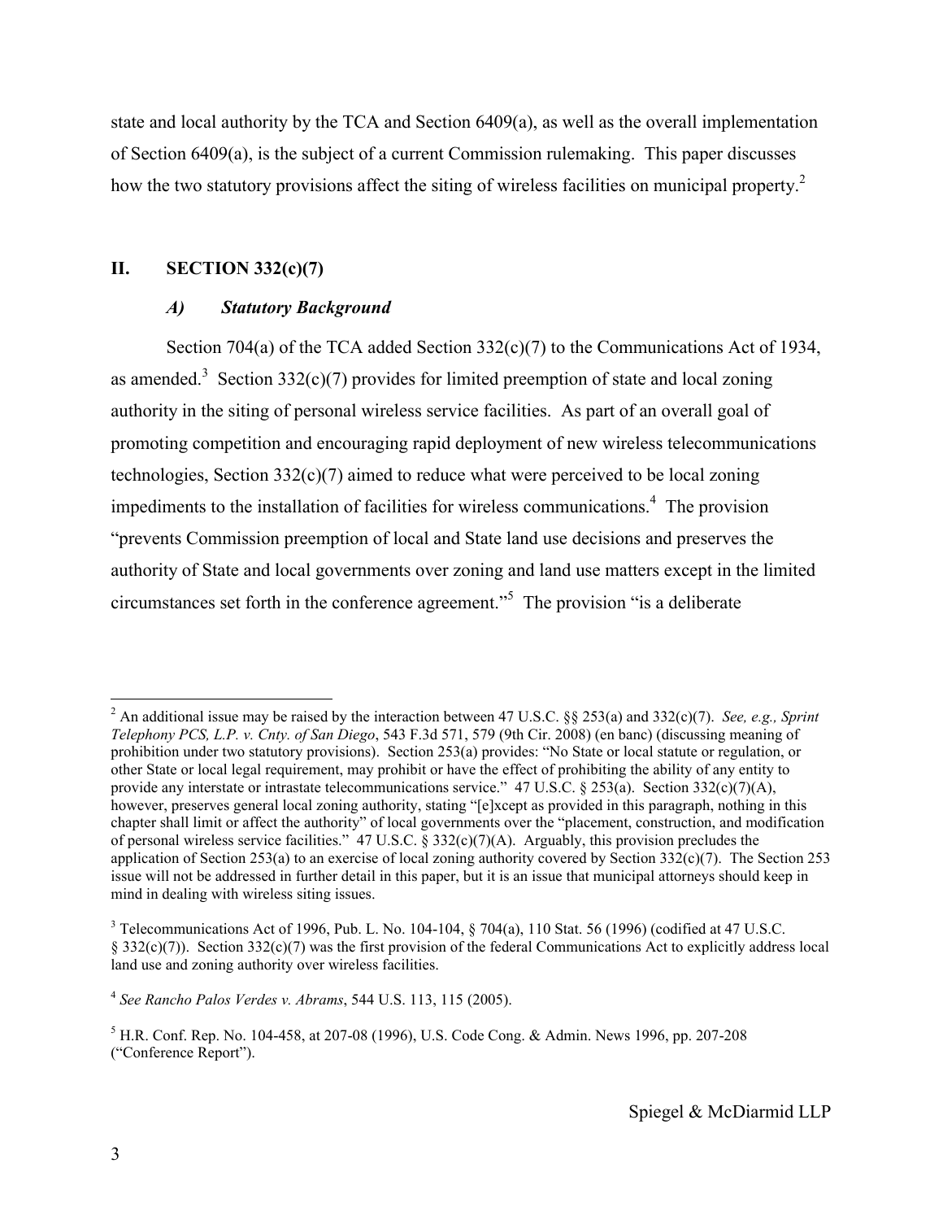state and local authority by the TCA and Section 6409(a), as well as the overall implementation of Section 6409(a), is the subject of a current Commission rulemaking. This paper discusses how the two statutory provisions affect the siting of wireless facilities on municipal property.[2]

## II. SECTION 332(c)(7)

### *A) Statutory Background*

Section 704(a) of the TCA added Section 332(c)(7) to the Communications Act of 1934, as amended.[3] Section 332(c)(7) provides for limited preemption of state and local zoning authority in the siting of personal wireless service facilities. As part of an overall goal of promoting competition and encouraging rapid deployment of new wireless telecommunications technologies, Section 332(c)(7) aimed to reduce what were perceived to be local zoning impediments to the installation of facilities for wireless communications.[4] The provision "prevents Commission preemption of local and State land use decisions and preserves the authority of State and local governments over zoning and land use matters except in the limited circumstances set forth in the conference agreement."[5] The provision "is a deliberate

---

[2] An additional issue may be raised by the interaction between 47 U.S.C. §§ 253(a) and 332(c)(7). *See, e.g., Sprint Telephony PCS, L.P. v. Cnty. of San Diego*, 543 F.3d 571, 579 (9th Cir. 2008) (en banc) (discussing meaning of prohibition under two statutory provisions). Section 253(a) provides: "No State or local statute or regulation, or other State or local legal requirement, may prohibit or have the effect of prohibiting the ability of any entity to provide any interstate or intrastate telecommunications service." 47 U.S.C. § 253(a). Section 332(c)(7)(A), however, preserves general local zoning authority, stating "[e]xcept as provided in this paragraph, nothing in this chapter shall limit or affect the authority" of local governments over the "placement, construction, and modification of personal wireless service facilities." 47 U.S.C. § 332(c)(7)(A). Arguably, this provision precludes the application of Section 253(a) to an exercise of local zoning authority covered by Section 332(c)(7). The Section 253 issue will not be addressed in further detail in this paper, but it is an issue that municipal attorneys should keep in mind in dealing with wireless siting issues.

[3] Telecommunications Act of 1996, Pub. L. No. 104-104, § 704(a), 110 Stat. 56 (1996) (codified at 47 U.S.C. § 332(c)(7)). Section 332(c)(7) was the first provision of the federal Communications Act to explicitly address local land use and zoning authority over wireless facilities.

[4] *See Rancho Palos Verdes v. Abrams*, 544 U.S. 113, 115 (2005).

[5] H.R. Conf. Rep. No. 104-458, at 207-08 (1996), U.S. Code Cong. & Admin. News 1996, pp. 207-208 ("Conference Report").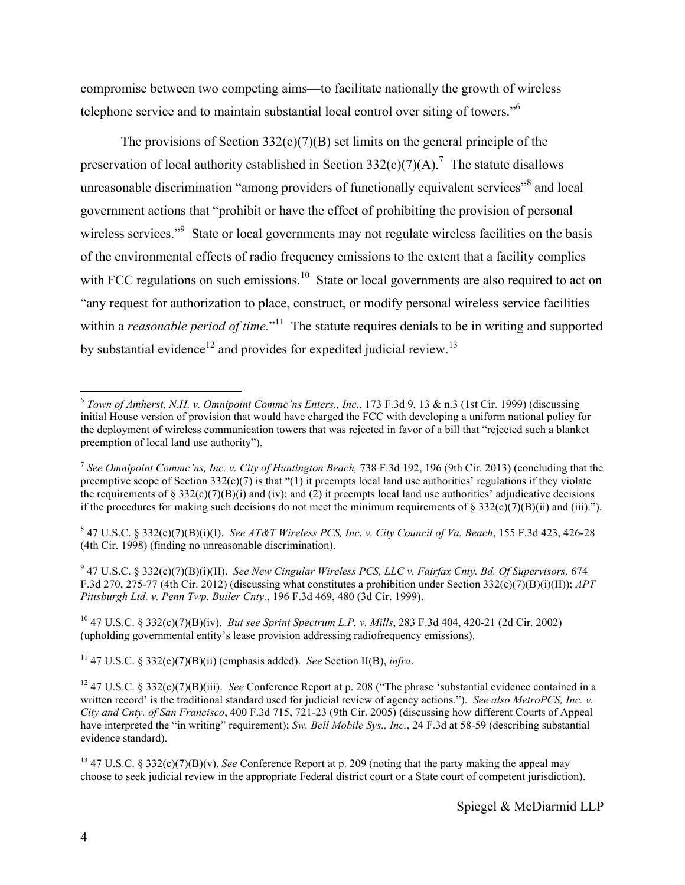compromise between two competing aims—to facilitate nationally the growth of wireless telephone service and to maintain substantial local control over siting of towers."[6]

The provisions of Section 332(c)(7)(B) set limits on the general principle of the preservation of local authority established in Section 332(c)(7)(A).[7] The statute disallows unreasonable discrimination "among providers of functionally equivalent services"[8] and local government actions that "prohibit or have the effect of prohibiting the provision of personal wireless services."[9] State or local governments may not regulate wireless facilities on the basis of the environmental effects of radio frequency emissions to the extent that a facility complies with FCC regulations on such emissions.[10] State or local governments are also required to act on "any request for authorization to place, construct, or modify personal wireless service facilities within a *reasonable period of time*."[11] The statute requires denials to be in writing and supported by substantial evidence[12] and provides for expedited judicial review.[13]

---

[6] *Town of Amherst, N.H. v. Omnipoint Commc'ns Enters., Inc.*, 173 F.3d 9, 13 & n.3 (1st Cir. 1999) (discussing initial House version of provision that would have charged the FCC with developing a uniform national policy for the deployment of wireless communication towers that was rejected in favor of a bill that "rejected such a blanket preemption of local land use authority").

[7] *See Omnipoint Commc'ns, Inc. v. City of Huntington Beach,* 738 F.3d 192, 196 (9th Cir. 2013) (concluding that the preemptive scope of Section 332(c)(7) is that "(1) it preempts local land use authorities' regulations if they violate the requirements of § 332(c)(7)(B)(i) and (iv); and (2) it preempts local land use authorities' adjudicative decisions if the procedures for making such decisions do not meet the minimum requirements of § 332(c)(7)(B)(ii) and (iii).").

[8] 47 U.S.C. § 332(c)(7)(B)(i)(I). *See AT&T Wireless PCS, Inc. v. City Council of Va. Beach*, 155 F.3d 423, 426-28 (4th Cir. 1998) (finding no unreasonable discrimination).

[9] 47 U.S.C. § 332(c)(7)(B)(i)(II). *See New Cingular Wireless PCS, LLC v. Fairfax Cnty. Bd. Of Supervisors,* 674 F.3d 270, 275-77 (4th Cir. 2012) (discussing what constitutes a prohibition under Section 332(c)(7)(B)(i)(II)); *APT Pittsburgh Ltd. v. Penn Twp. Butler Cnty.*, 196 F.3d 469, 480 (3d Cir. 1999).

[10] 47 U.S.C. § 332(c)(7)(B)(iv). *But see Sprint Spectrum L.P. v. Mills*, 283 F.3d 404, 420-21 (2d Cir. 2002) (upholding governmental entity's lease provision addressing radiofrequency emissions).

[11] 47 U.S.C. § 332(c)(7)(B)(ii) (emphasis added). *See* Section II(B), *infra*.

[12] 47 U.S.C. § 332(c)(7)(B)(iii). *See* Conference Report at p. 208 ("The phrase 'substantial evidence contained in a written record' is the traditional standard used for judicial review of agency actions."). *See also MetroPCS, Inc. v. City and Cnty. of San Francisco*, 400 F.3d 715, 721-23 (9th Cir. 2005) (discussing how different Courts of Appeal have interpreted the "in writing" requirement); *Sw. Bell Mobile Sys., Inc.*, 24 F.3d at 58-59 (describing substantial evidence standard).

[13] 47 U.S.C. § 332(c)(7)(B)(v). *See* Conference Report at p. 209 (noting that the party making the appeal may choose to seek judicial review in the appropriate Federal district court or a State court of competent jurisdiction).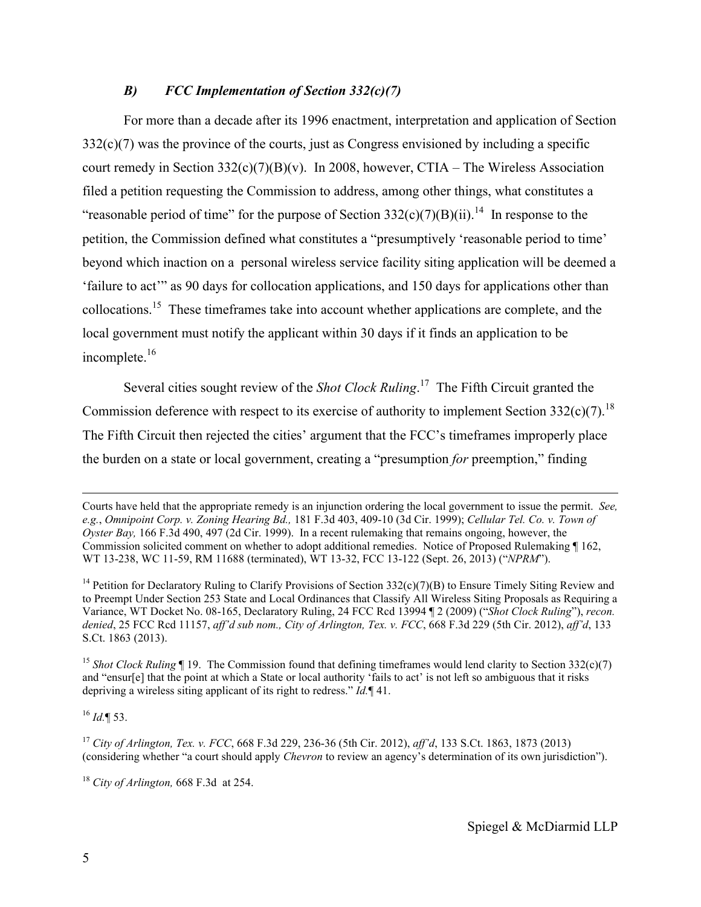### *B) FCC Implementation of Section 332(c)(7)*

For more than a decade after its 1996 enactment, interpretation and application of Section 332(c)(7) was the province of the courts, just as Congress envisioned by including a specific court remedy in Section 332(c)(7)(B)(v). In 2008, however, CTIA – The Wireless Association filed a petition requesting the Commission to address, among other things, what constitutes a "reasonable period of time" for the purpose of Section 332(c)(7)(B)(ii).[14] In response to the petition, the Commission defined what constitutes a "presumptively 'reasonable period to time' beyond which inaction on a personal wireless service facility siting application will be deemed a 'failure to act'" as 90 days for collocation applications, and 150 days for applications other than collocations.[15] These timeframes take into account whether applications are complete, and the local government must notify the applicant within 30 days if it finds an application to be incomplete.[16]

Several cities sought review of the *Shot Clock Ruling*.[17] The Fifth Circuit granted the Commission deference with respect to its exercise of authority to implement Section 332(c)(7).[18] The Fifth Circuit then rejected the cities' argument that the FCC's timeframes improperly place the burden on a state or local government, creating a "presumption *for* preemption," finding

---

Courts have held that the appropriate remedy is an injunction ordering the local government to issue the permit. *See, e.g.*, *Omnipoint Corp. v. Zoning Hearing Bd.,* 181 F.3d 403, 409-10 (3d Cir. 1999); *Cellular Tel. Co. v. Town of Oyster Bay,* 166 F.3d 490, 497 (2d Cir. 1999). In a recent rulemaking that remains ongoing, however, the Commission solicited comment on whether to adopt additional remedies. Notice of Proposed Rulemaking ¶ 162, WT 13-238, WC 11-59, RM 11688 (terminated), WT 13-32, FCC 13-122 (Sept. 26, 2013) ("*NPRM*").

[14] Petition for Declaratory Ruling to Clarify Provisions of Section 332(c)(7)(B) to Ensure Timely Siting Review and to Preempt Under Section 253 State and Local Ordinances that Classify All Wireless Siting Proposals as Requiring a Variance, WT Docket No. 08-165, Declaratory Ruling, 24 FCC Rcd 13994 ¶ 2 (2009) ("*Shot Clock Ruling*"), *recon. denied*, 25 FCC Rcd 11157, *aff'd sub nom., City of Arlington, Tex. v. FCC*, 668 F.3d 229 (5th Cir. 2012), *aff'd*, 133 S.Ct. 1863 (2013).

[15] *Shot Clock Ruling* ¶ 19. The Commission found that defining timeframes would lend clarity to Section 332(c)(7) and "ensur[e] that the point at which a State or local authority 'fails to act' is not left so ambiguous that it risks depriving a wireless siting applicant of its right to redress." *Id.*¶ 41.

[16] *Id.*¶ 53.

[17] *City of Arlington, Tex. v. FCC*, 668 F.3d 229, 236-36 (5th Cir. 2012), *aff'd*, 133 S.Ct. 1863, 1873 (2013) (considering whether "a court should apply *Chevron* to review an agency's determination of its own jurisdiction").

[18] *City of Arlington,* 668 F.3d at 254.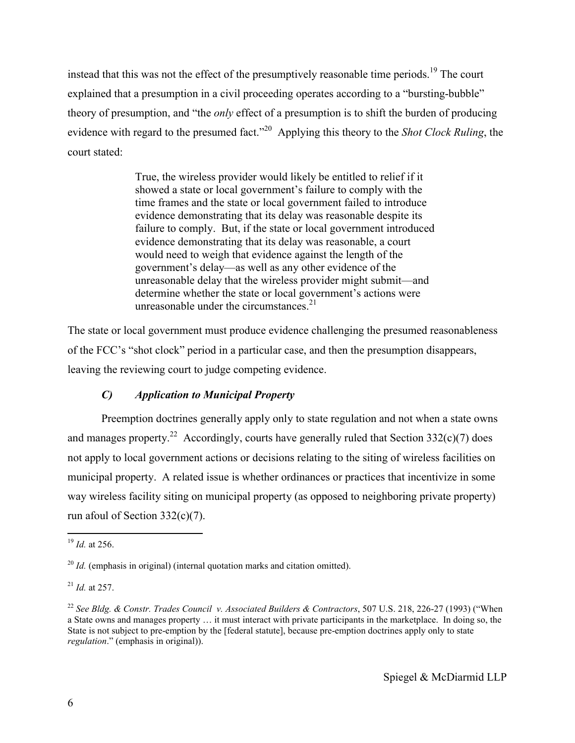instead that this was not the effect of the presumptively reasonable time periods.[19] The court explained that a presumption in a civil proceeding operates according to a "bursting-bubble" theory of presumption, and "the *only* effect of a presumption is to shift the burden of producing evidence with regard to the presumed fact."[20] Applying this theory to the *Shot Clock Ruling*, the court stated:

> True, the wireless provider would likely be entitled to relief if it showed a state or local government's failure to comply with the time frames and the state or local government failed to introduce evidence demonstrating that its delay was reasonable despite its failure to comply. But, if the state or local government introduced evidence demonstrating that its delay was reasonable, a court would need to weigh that evidence against the length of the government's delay—as well as any other evidence of the unreasonable delay that the wireless provider might submit—and determine whether the state or local government's actions were unreasonable under the circumstances.[21]

The state or local government must produce evidence challenging the presumed reasonableness of the FCC's "shot clock" period in a particular case, and then the presumption disappears, leaving the reviewing court to judge competing evidence.

### *C) Application to Municipal Property*

Preemption doctrines generally apply only to state regulation and not when a state owns and manages property.[22] Accordingly, courts have generally ruled that Section 332(c)(7) does not apply to local government actions or decisions relating to the siting of wireless facilities on municipal property. A related issue is whether ordinances or practices that incentivize in some way wireless facility siting on municipal property (as opposed to neighboring private property) run afoul of Section 332(c)(7).

---

[19] *Id.* at 256.

[20] *Id.* (emphasis in original) (internal quotation marks and citation omitted).

[21] *Id.* at 257.

[22] *See Bldg. & Constr. Trades Council v. Associated Builders & Contractors*, 507 U.S. 218, 226-27 (1993) ("When a State owns and manages property … it must interact with private participants in the marketplace. In doing so, the State is not subject to pre-emption by the [federal statute], because pre-emption doctrines apply only to state *regulation*." (emphasis in original)).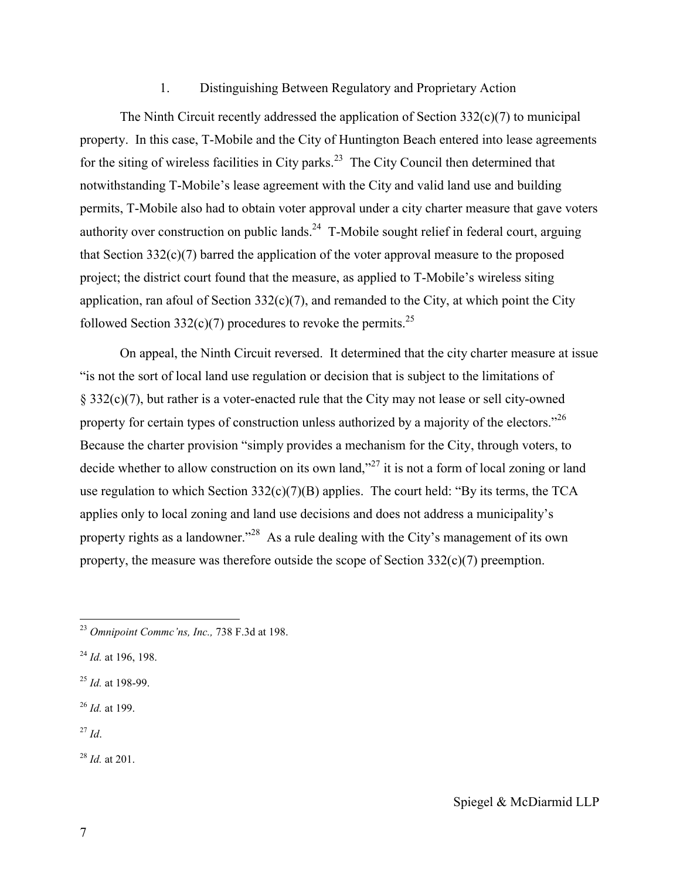### 1. Distinguishing Between Regulatory and Proprietary Action

The Ninth Circuit recently addressed the application of Section 332(c)(7) to municipal property. In this case, T-Mobile and the City of Huntington Beach entered into lease agreements for the siting of wireless facilities in City parks.[23] The City Council then determined that notwithstanding T-Mobile's lease agreement with the City and valid land use and building permits, T-Mobile also had to obtain voter approval under a city charter measure that gave voters authority over construction on public lands.[24] T-Mobile sought relief in federal court, arguing that Section 332(c)(7) barred the application of the voter approval measure to the proposed project; the district court found that the measure, as applied to T-Mobile's wireless siting application, ran afoul of Section 332(c)(7), and remanded to the City, at which point the City followed Section 332(c)(7) procedures to revoke the permits.[25]

On appeal, the Ninth Circuit reversed. It determined that the city charter measure at issue "is not the sort of local land use regulation or decision that is subject to the limitations of § 332(c)(7), but rather is a voter-enacted rule that the City may not lease or sell city-owned property for certain types of construction unless authorized by a majority of the electors."[26] Because the charter provision "simply provides a mechanism for the City, through voters, to decide whether to allow construction on its own land,"[27] it is not a form of local zoning or land use regulation to which Section 332(c)(7)(B) applies. The court held: "By its terms, the TCA applies only to local zoning and land use decisions and does not address a municipality's property rights as a landowner."[28] As a rule dealing with the City's management of its own property, the measure was therefore outside the scope of Section 332(c)(7) preemption.

---

[23] *Omnipoint Commc'ns, Inc.,* 738 F.3d at 198.

[24] *Id.* at 196, 198.

[25] *Id.* at 198-99.

[26] *Id.* at 199.

[27] *Id*.

[28] *Id.* at 201.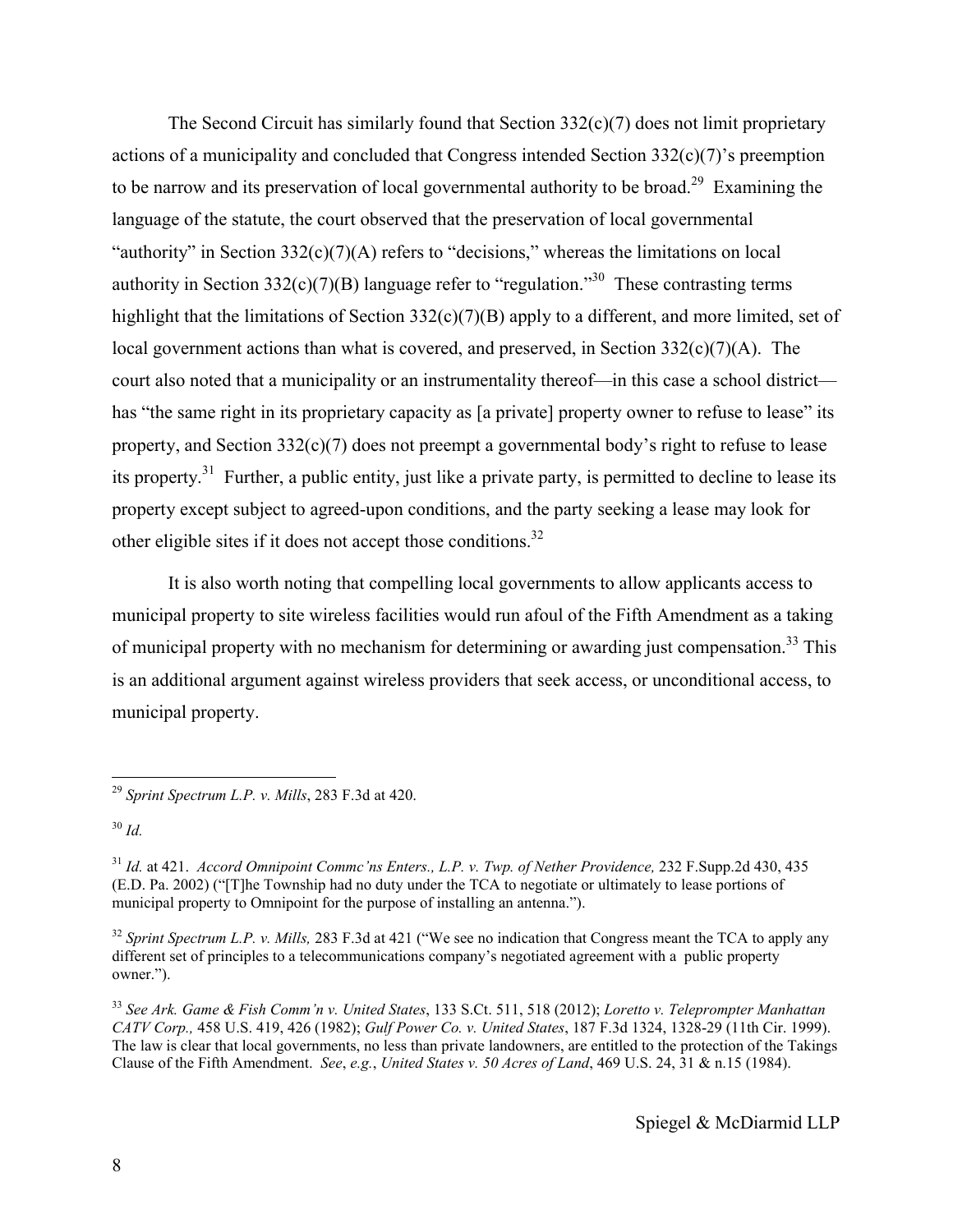The Second Circuit has similarly found that Section 332(c)(7) does not limit proprietary actions of a municipality and concluded that Congress intended Section 332(c)(7)'s preemption to be narrow and its preservation of local governmental authority to be broad.[29] Examining the language of the statute, the court observed that the preservation of local governmental "authority" in Section 332(c)(7)(A) refers to "decisions," whereas the limitations on local authority in Section 332(c)(7)(B) language refer to "regulation."[30] These contrasting terms highlight that the limitations of Section 332(c)(7)(B) apply to a different, and more limited, set of local government actions than what is covered, and preserved, in Section 332(c)(7)(A). The court also noted that a municipality or an instrumentality thereof—in this case a school district—has "the same right in its proprietary capacity as [a private] property owner to refuse to lease" its property, and Section 332(c)(7) does not preempt a governmental body's right to refuse to lease its property.[31] Further, a public entity, just like a private party, is permitted to decline to lease its property except subject to agreed-upon conditions, and the party seeking a lease may look for other eligible sites if it does not accept those conditions.[32]

It is also worth noting that compelling local governments to allow applicants access to municipal property to site wireless facilities would run afoul of the Fifth Amendment as a taking of municipal property with no mechanism for determining or awarding just compensation.[33] This is an additional argument against wireless providers that seek access, or unconditional access, to municipal property.

---

[29] *Sprint Spectrum L.P. v. Mills*, 283 F.3d at 420.

[30] *Id.*

[31] *Id.* at 421. *Accord Omnipoint Commc'ns Enters., L.P. v. Twp. of Nether Providence,* 232 F.Supp.2d 430, 435 (E.D. Pa. 2002) ("[T]he Township had no duty under the TCA to negotiate or ultimately to lease portions of municipal property to Omnipoint for the purpose of installing an antenna.").

[32] *Sprint Spectrum L.P. v. Mills,* 283 F.3d at 421 ("We see no indication that Congress meant the TCA to apply any different set of principles to a telecommunications company's negotiated agreement with a public property owner.").

[33] *See Ark. Game & Fish Comm'n v. United States*, 133 S.Ct. 511, 518 (2012); *Loretto v. Teleprompter Manhattan CATV Corp.,* 458 U.S. 419, 426 (1982); *Gulf Power Co. v. United States*, 187 F.3d 1324, 1328-29 (11th Cir. 1999). The law is clear that local governments, no less than private landowners, are entitled to the protection of the Takings Clause of the Fifth Amendment. *See*, *e.g.*, *United States v. 50 Acres of Land*, 469 U.S. 24, 31 & n.15 (1984).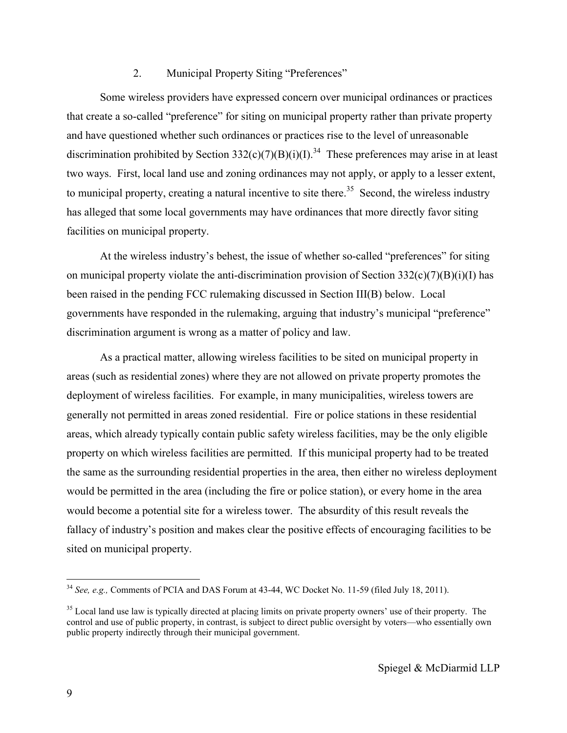### 2. Municipal Property Siting "Preferences"

Some wireless providers have expressed concern over municipal ordinances or practices that create a so-called "preference" for siting on municipal property rather than private property and have questioned whether such ordinances or practices rise to the level of unreasonable discrimination prohibited by Section 332(c)(7)(B)(i)(I).[34] These preferences may arise in at least two ways. First, local land use and zoning ordinances may not apply, or apply to a lesser extent, to municipal property, creating a natural incentive to site there.[35] Second, the wireless industry has alleged that some local governments may have ordinances that more directly favor siting facilities on municipal property.

At the wireless industry's behest, the issue of whether so-called "preferences" for siting on municipal property violate the anti-discrimination provision of Section 332(c)(7)(B)(i)(I) has been raised in the pending FCC rulemaking discussed in Section III(B) below. Local governments have responded in the rulemaking, arguing that industry's municipal "preference" discrimination argument is wrong as a matter of policy and law.

As a practical matter, allowing wireless facilities to be sited on municipal property in areas (such as residential zones) where they are not allowed on private property promotes the deployment of wireless facilities. For example, in many municipalities, wireless towers are generally not permitted in areas zoned residential. Fire or police stations in these residential areas, which already typically contain public safety wireless facilities, may be the only eligible property on which wireless facilities are permitted. If this municipal property had to be treated the same as the surrounding residential properties in the area, then either no wireless deployment would be permitted in the area (including the fire or police station), or every home in the area would become a potential site for a wireless tower. The absurdity of this result reveals the fallacy of industry's position and makes clear the positive effects of encouraging facilities to be sited on municipal property.

---

[34] *See, e.g.,* Comments of PCIA and DAS Forum at 43-44, WC Docket No. 11-59 (filed July 18, 2011).

[35] Local land use law is typically directed at placing limits on private property owners' use of their property. The control and use of public property, in contrast, is subject to direct public oversight by voters—who essentially own public property indirectly through their municipal government.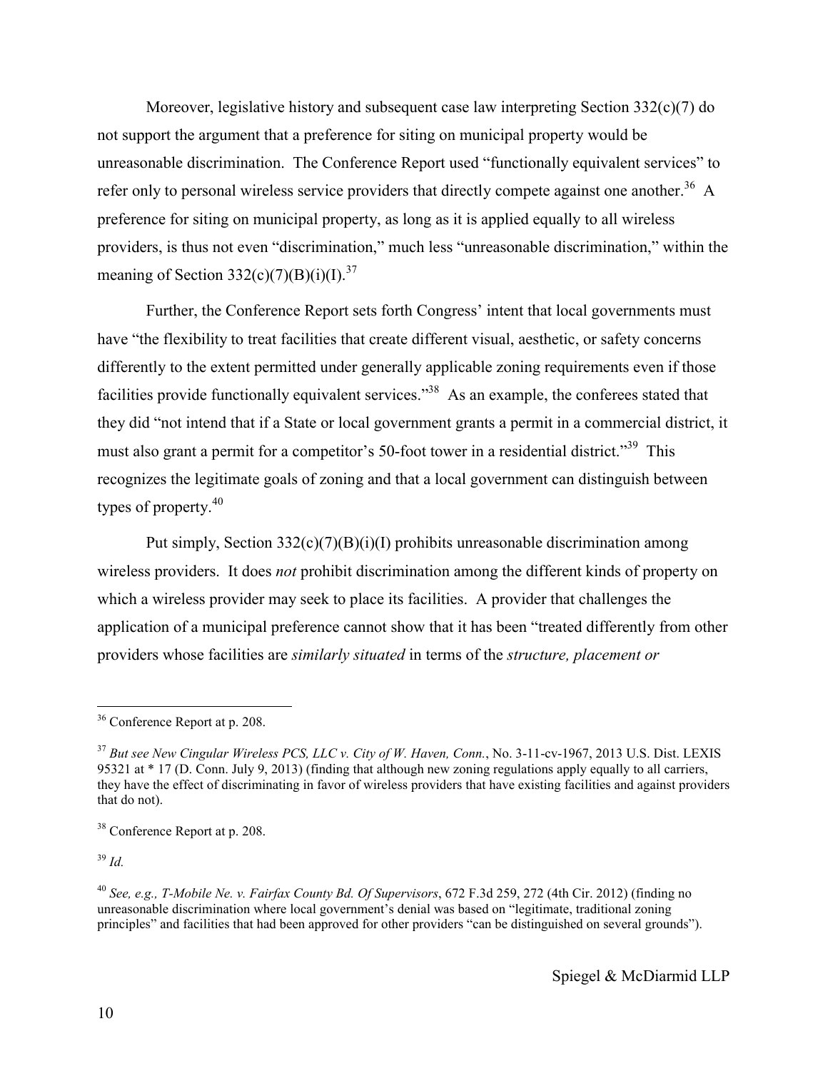Moreover, legislative history and subsequent case law interpreting Section 332(c)(7) do not support the argument that a preference for siting on municipal property would be unreasonable discrimination. The Conference Report used "functionally equivalent services" to refer only to personal wireless service providers that directly compete against one another.[36] A preference for siting on municipal property, as long as it is applied equally to all wireless providers, is thus not even "discrimination," much less "unreasonable discrimination," within the meaning of Section 332(c)(7)(B)(i)(I).[37]

Further, the Conference Report sets forth Congress' intent that local governments must have "the flexibility to treat facilities that create different visual, aesthetic, or safety concerns differently to the extent permitted under generally applicable zoning requirements even if those facilities provide functionally equivalent services."[38] As an example, the conferees stated that they did "not intend that if a State or local government grants a permit in a commercial district, it must also grant a permit for a competitor's 50-foot tower in a residential district."[39] This recognizes the legitimate goals of zoning and that a local government can distinguish between types of property.[40]

Put simply, Section 332(c)(7)(B)(i)(I) prohibits unreasonable discrimination among wireless providers. It does *not* prohibit discrimination among the different kinds of property on which a wireless provider may seek to place its facilities. A provider that challenges the application of a municipal preference cannot show that it has been "treated differently from other providers whose facilities are *similarly situated* in terms of the *structure, placement or*

---

[36] Conference Report at p. 208.

[37] *But see New Cingular Wireless PCS, LLC v. City of W. Haven, Conn.*, No. 3-11-cv-1967, 2013 U.S. Dist. LEXIS 95321 at * 17 (D. Conn. July 9, 2013) (finding that although new zoning regulations apply equally to all carriers, they have the effect of discriminating in favor of wireless providers that have existing facilities and against providers that do not).

[38] Conference Report at p. 208.

[39] *Id.*

[40] *See, e.g., T-Mobile Ne. v. Fairfax County Bd. Of Supervisors*, 672 F.3d 259, 272 (4th Cir. 2012) (finding no unreasonable discrimination where local government's denial was based on "legitimate, traditional zoning principles" and facilities that had been approved for other providers "can be distinguished on several grounds").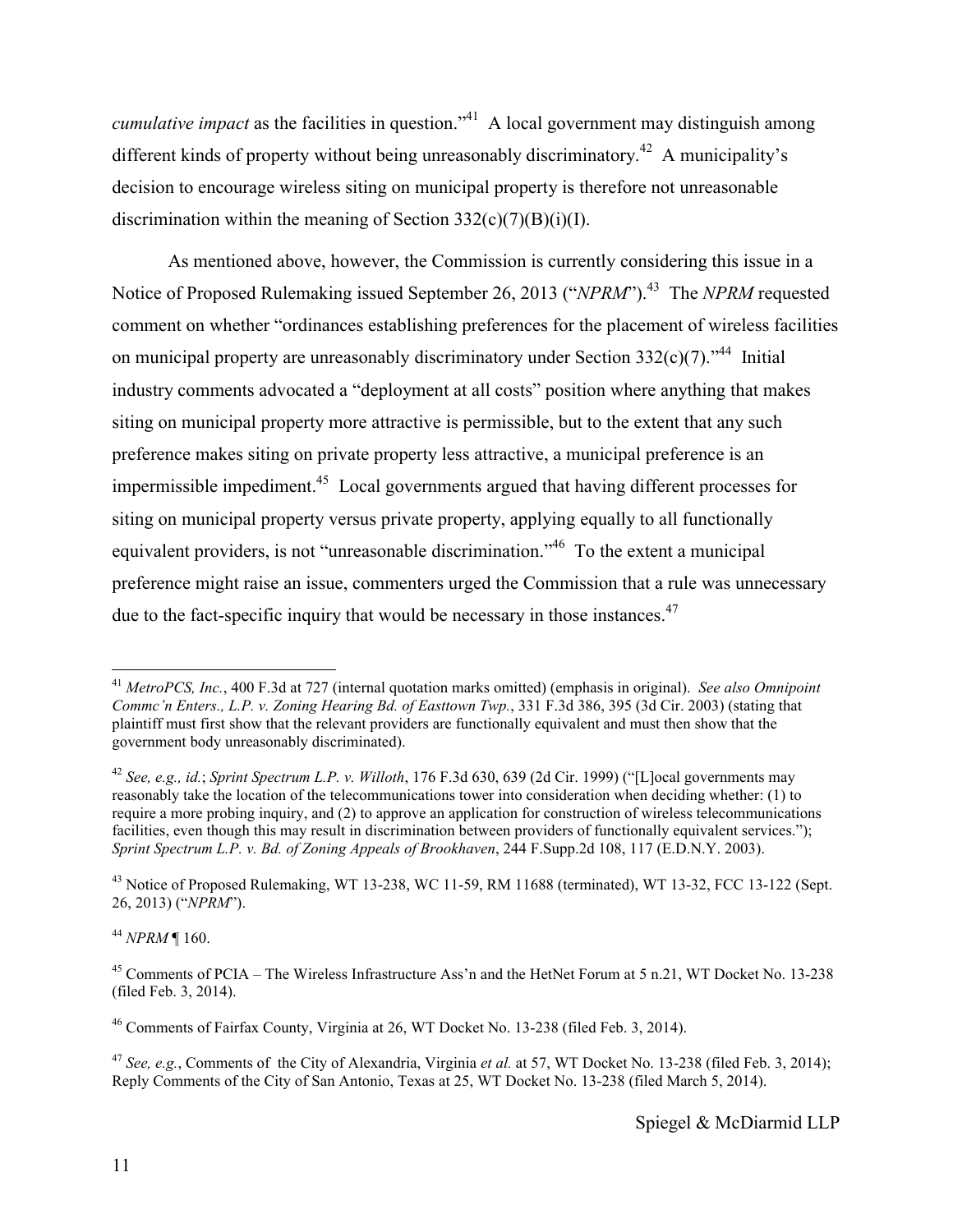*cumulative impact* as the facilities in question."[41] A local government may distinguish among different kinds of property without being unreasonably discriminatory.[42] A municipality's decision to encourage wireless siting on municipal property is therefore not unreasonable discrimination within the meaning of Section 332(c)(7)(B)(i)(I).

As mentioned above, however, the Commission is currently considering this issue in a Notice of Proposed Rulemaking issued September 26, 2013 ("*NPRM*").[43] The *NPRM* requested comment on whether "ordinances establishing preferences for the placement of wireless facilities on municipal property are unreasonably discriminatory under Section 332(c)(7)."[44] Initial industry comments advocated a "deployment at all costs" position where anything that makes siting on municipal property more attractive is permissible, but to the extent that any such preference makes siting on private property less attractive, a municipal preference is an impermissible impediment.[45] Local governments argued that having different processes for siting on municipal property versus private property, applying equally to all functionally equivalent providers, is not "unreasonable discrimination."[46] To the extent a municipal preference might raise an issue, commenters urged the Commission that a rule was unnecessary due to the fact-specific inquiry that would be necessary in those instances.[47]

---

[41] *MetroPCS, Inc.*, 400 F.3d at 727 (internal quotation marks omitted) (emphasis in original). *See also Omnipoint Commc'n Enters., L.P. v. Zoning Hearing Bd. of Easttown Twp.*, 331 F.3d 386, 395 (3d Cir. 2003) (stating that plaintiff must first show that the relevant providers are functionally equivalent and must then show that the government body unreasonably discriminated).

[42] *See, e.g., id.*; *Sprint Spectrum L.P. v. Willoth*, 176 F.3d 630, 639 (2d Cir. 1999) ("[L]ocal governments may reasonably take the location of the telecommunications tower into consideration when deciding whether: (1) to require a more probing inquiry, and (2) to approve an application for construction of wireless telecommunications facilities, even though this may result in discrimination between providers of functionally equivalent services."); *Sprint Spectrum L.P. v. Bd. of Zoning Appeals of Brookhaven*, 244 F.Supp.2d 108, 117 (E.D.N.Y. 2003).

[43] Notice of Proposed Rulemaking, WT 13-238, WC 11-59, RM 11688 (terminated), WT 13-32, FCC 13-122 (Sept. 26, 2013) ("*NPRM*").

[44] *NPRM* ¶ 160.

[45] Comments of PCIA – The Wireless Infrastructure Ass'n and the HetNet Forum at 5 n.21, WT Docket No. 13-238 (filed Feb. 3, 2014).

[46] Comments of Fairfax County, Virginia at 26, WT Docket No. 13-238 (filed Feb. 3, 2014).

[47] *See, e.g.*, Comments of the City of Alexandria, Virginia *et al.* at 57, WT Docket No. 13-238 (filed Feb. 3, 2014); Reply Comments of the City of San Antonio, Texas at 25, WT Docket No. 13-238 (filed March 5, 2014).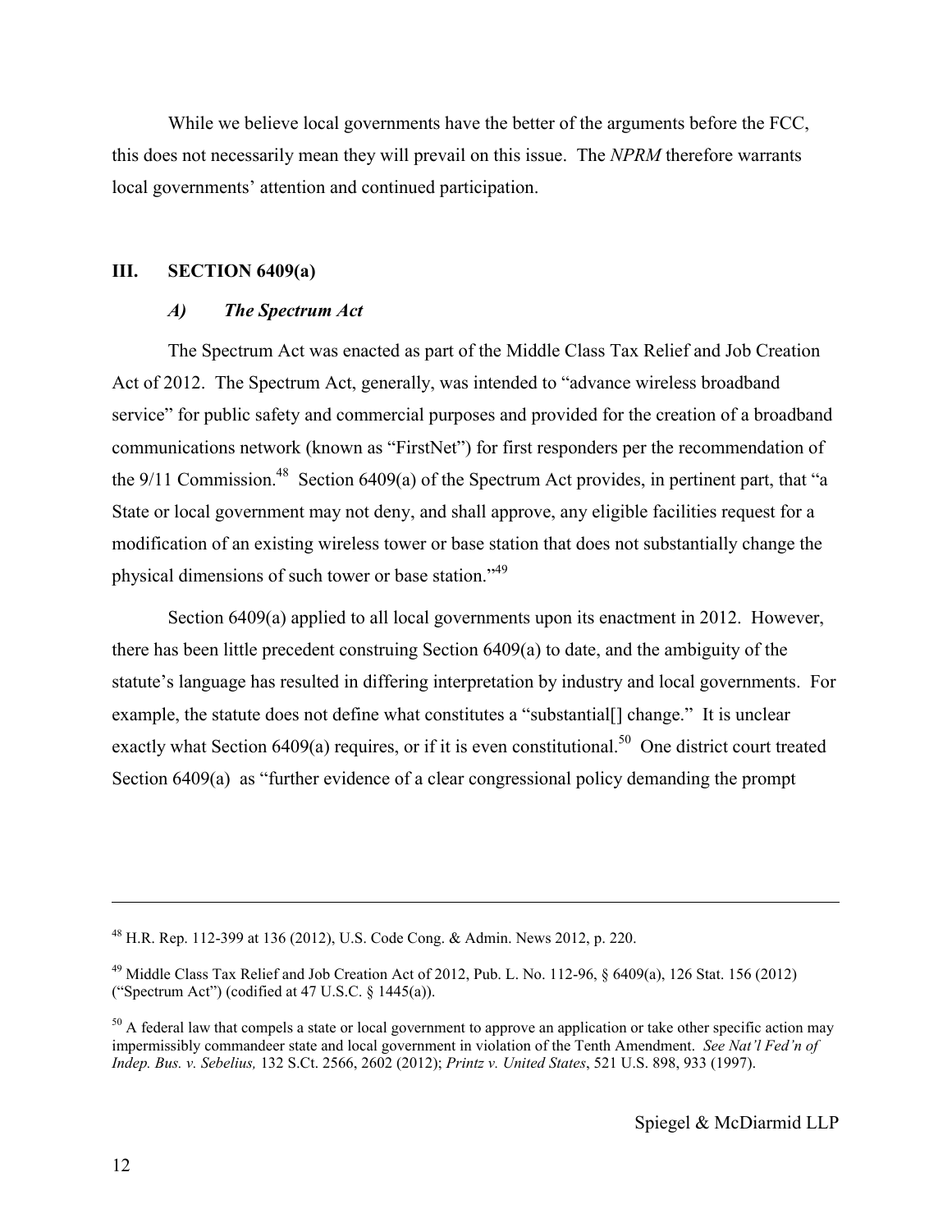While we believe local governments have the better of the arguments before the FCC, this does not necessarily mean they will prevail on this issue. The *NPRM* therefore warrants local governments' attention and continued participation.

## III. SECTION 6409(a)

### *A) The Spectrum Act*

The Spectrum Act was enacted as part of the Middle Class Tax Relief and Job Creation Act of 2012. The Spectrum Act, generally, was intended to "advance wireless broadband service" for public safety and commercial purposes and provided for the creation of a broadband communications network (known as "FirstNet") for first responders per the recommendation of the 9/11 Commission.[48] Section 6409(a) of the Spectrum Act provides, in pertinent part, that "a State or local government may not deny, and shall approve, any eligible facilities request for a modification of an existing wireless tower or base station that does not substantially change the physical dimensions of such tower or base station."[49]

Section 6409(a) applied to all local governments upon its enactment in 2012. However, there has been little precedent construing Section 6409(a) to date, and the ambiguity of the statute's language has resulted in differing interpretation by industry and local governments. For example, the statute does not define what constitutes a "substantial[] change." It is unclear exactly what Section 6409(a) requires, or if it is even constitutional.[50] One district court treated Section 6409(a) as "further evidence of a clear congressional policy demanding the prompt

---

[48] H.R. Rep. 112-399 at 136 (2012), U.S. Code Cong. & Admin. News 2012, p. 220.

[49] Middle Class Tax Relief and Job Creation Act of 2012, Pub. L. No. 112-96, § 6409(a), 126 Stat. 156 (2012) ("Spectrum Act") (codified at 47 U.S.C. § 1445(a)).

[50] A federal law that compels a state or local government to approve an application or take other specific action may impermissibly commandeer state and local government in violation of the Tenth Amendment. *See Nat'l Fed'n of Indep. Bus. v. Sebelius,* 132 S.Ct. 2566, 2602 (2012); *Printz v. United States*, 521 U.S. 898, 933 (1997).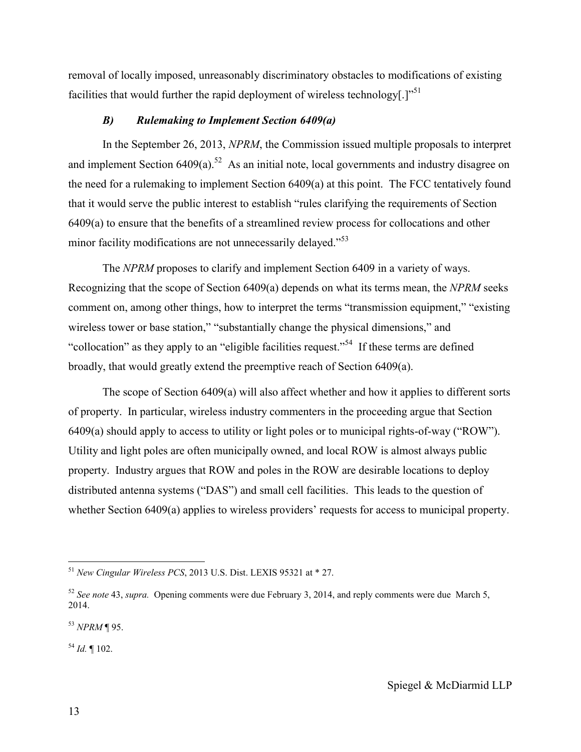removal of locally imposed, unreasonably discriminatory obstacles to modifications of existing facilities that would further the rapid deployment of wireless technology[.]"[51]

### *B) Rulemaking to Implement Section 6409(a)*

In the September 26, 2013, *NPRM*, the Commission issued multiple proposals to interpret and implement Section 6409(a).[52] As an initial note, local governments and industry disagree on the need for a rulemaking to implement Section 6409(a) at this point. The FCC tentatively found that it would serve the public interest to establish "rules clarifying the requirements of Section 6409(a) to ensure that the benefits of a streamlined review process for collocations and other minor facility modifications are not unnecessarily delayed."[53]

The *NPRM* proposes to clarify and implement Section 6409 in a variety of ways. Recognizing that the scope of Section 6409(a) depends on what its terms mean, the *NPRM* seeks comment on, among other things, how to interpret the terms "transmission equipment," "existing wireless tower or base station," "substantially change the physical dimensions," and "collocation" as they apply to an "eligible facilities request."[54] If these terms are defined broadly, that would greatly extend the preemptive reach of Section 6409(a).

The scope of Section 6409(a) will also affect whether and how it applies to different sorts of property. In particular, wireless industry commenters in the proceeding argue that Section 6409(a) should apply to access to utility or light poles or to municipal rights-of-way ("ROW"). Utility and light poles are often municipally owned, and local ROW is almost always public property. Industry argues that ROW and poles in the ROW are desirable locations to deploy distributed antenna systems ("DAS") and small cell facilities. This leads to the question of whether Section 6409(a) applies to wireless providers' requests for access to municipal property.

---

[51] *New Cingular Wireless PCS*, 2013 U.S. Dist. LEXIS 95321 at * 27.

[52] *See note* 43, *supra.* Opening comments were due February 3, 2014, and reply comments were due March 5, 2014.

[53] *NPRM* ¶ 95.

[54] *Id.* ¶ 102.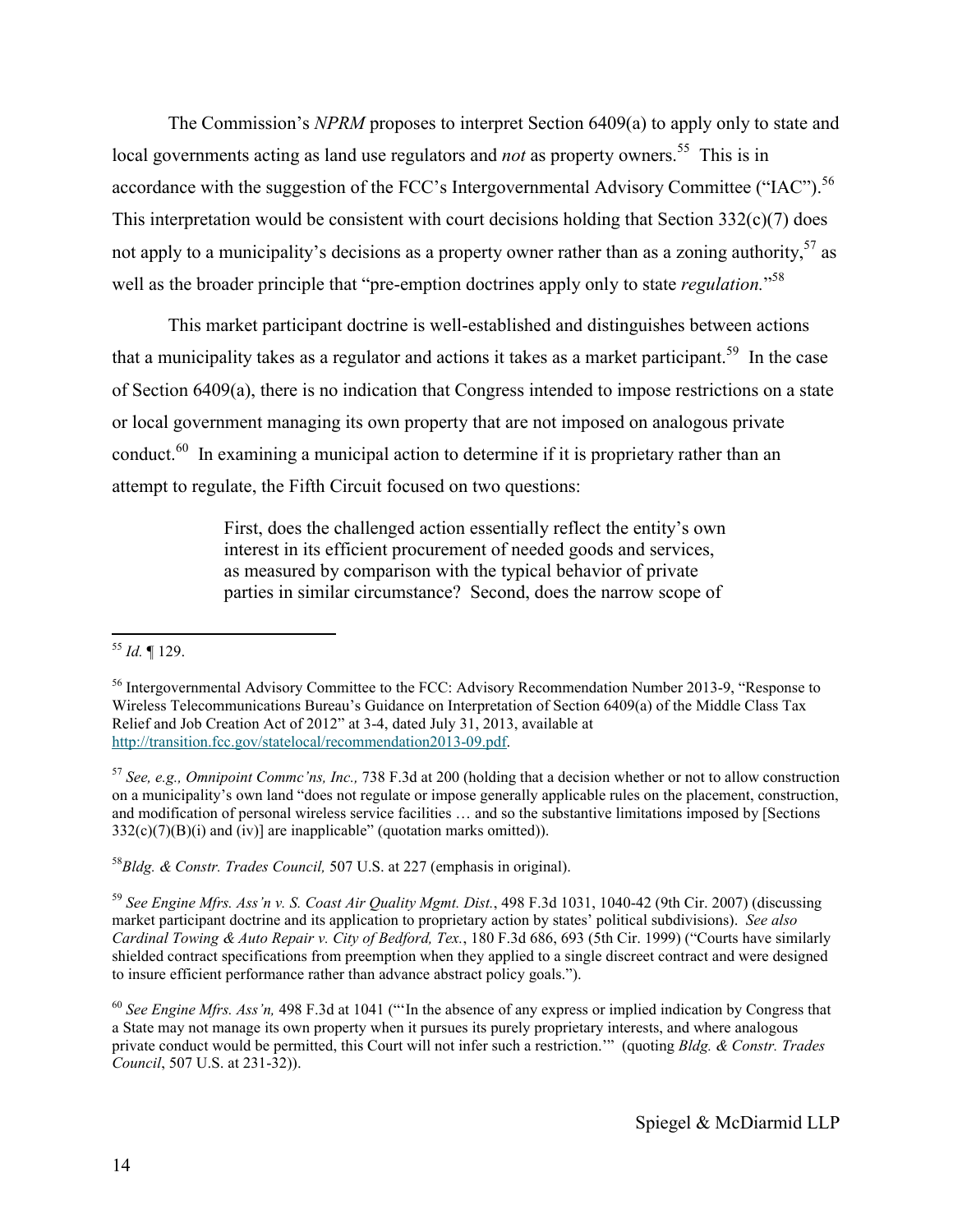The Commission's *NPRM* proposes to interpret Section 6409(a) to apply only to state and local governments acting as land use regulators and *not* as property owners.[55] This is in accordance with the suggestion of the FCC's Intergovernmental Advisory Committee ("IAC").[56] This interpretation would be consistent with court decisions holding that Section 332(c)(7) does not apply to a municipality's decisions as a property owner rather than as a zoning authority,[57] as well as the broader principle that "pre-emption doctrines apply only to state *regulation.*"[58]

This market participant doctrine is well-established and distinguishes between actions that a municipality takes as a regulator and actions it takes as a market participant.[59] In the case of Section 6409(a), there is no indication that Congress intended to impose restrictions on a state or local government managing its own property that are not imposed on analogous private conduct.[60] In examining a municipal action to determine if it is proprietary rather than an attempt to regulate, the Fifth Circuit focused on two questions:

> First, does the challenged action essentially reflect the entity's own interest in its efficient procurement of needed goods and services, as measured by comparison with the typical behavior of private parties in similar circumstance? Second, does the narrow scope of

---

[55] *Id.* ¶ 129.

[56] Intergovernmental Advisory Committee to the FCC: Advisory Recommendation Number 2013-9, "Response to Wireless Telecommunications Bureau's Guidance on Interpretation of Section 6409(a) of the Middle Class Tax Relief and Job Creation Act of 2012" at 3-4, dated July 31, 2013, available at http://transition.fcc.gov/statelocal/recommendation2013-09.pdf.

[57] *See, e.g., Omnipoint Commc'ns, Inc.,* 738 F.3d at 200 (holding that a decision whether or not to allow construction on a municipality's own land "does not regulate or impose generally applicable rules on the placement, construction, and modification of personal wireless service facilities … and so the substantive limitations imposed by [Sections 332(c)(7)(B)(i) and (iv)] are inapplicable" (quotation marks omitted)).

[58] *Bldg. & Constr. Trades Council,* 507 U.S. at 227 (emphasis in original).

[59] *See Engine Mfrs. Ass'n v. S. Coast Air Quality Mgmt. Dist.*, 498 F.3d 1031, 1040-42 (9th Cir. 2007) (discussing market participant doctrine and its application to proprietary action by states' political subdivisions). *See also Cardinal Towing & Auto Repair v. City of Bedford, Tex.*, 180 F.3d 686, 693 (5th Cir. 1999) ("Courts have similarly shielded contract specifications from preemption when they applied to a single discreet contract and were designed to insure efficient performance rather than advance abstract policy goals.").

[60] *See Engine Mfrs. Ass'n,* 498 F.3d at 1041 ("'In the absence of any express or implied indication by Congress that a State may not manage its own property when it pursues its purely proprietary interests, and where analogous private conduct would be permitted, this Court will not infer such a restriction.'" (quoting *Bldg. & Constr. Trades Council*, 507 U.S. at 231-32)).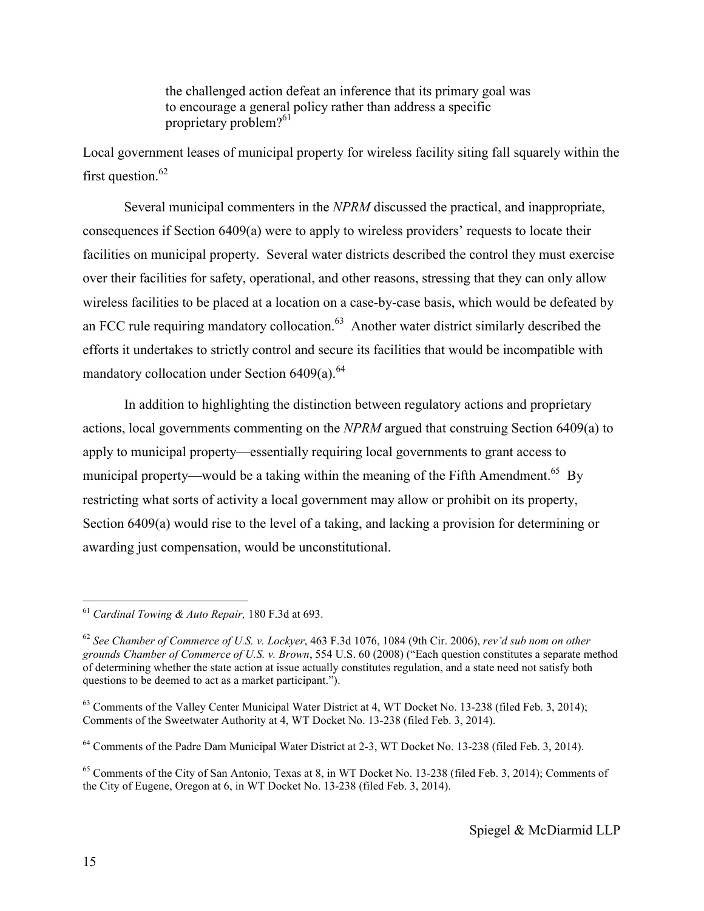> the challenged action defeat an inference that its primary goal was to encourage a general policy rather than address a specific proprietary problem?[61]

Local government leases of municipal property for wireless facility siting fall squarely within the first question.[62]

Several municipal commenters in the *NPRM* discussed the practical, and inappropriate, consequences if Section 6409(a) were to apply to wireless providers' requests to locate their facilities on municipal property. Several water districts described the control they must exercise over their facilities for safety, operational, and other reasons, stressing that they can only allow wireless facilities to be placed at a location on a case-by-case basis, which would be defeated by an FCC rule requiring mandatory collocation.[63] Another water district similarly described the efforts it undertakes to strictly control and secure its facilities that would be incompatible with mandatory collocation under Section 6409(a).[64]

In addition to highlighting the distinction between regulatory actions and proprietary actions, local governments commenting on the *NPRM* argued that construing Section 6409(a) to apply to municipal property—essentially requiring local governments to grant access to municipal property—would be a taking within the meaning of the Fifth Amendment.[65] By restricting what sorts of activity a local government may allow or prohibit on its property, Section 6409(a) would rise to the level of a taking, and lacking a provision for determining or awarding just compensation, would be unconstitutional.

---

[61] *Cardinal Towing & Auto Repair,* 180 F.3d at 693.

[62] *See Chamber of Commerce of U.S. v. Lockyer*, 463 F.3d 1076, 1084 (9th Cir. 2006), *rev'd sub nom on other grounds Chamber of Commerce of U.S. v. Brown*, 554 U.S. 60 (2008) ("Each question constitutes a separate method of determining whether the state action at issue actually constitutes regulation, and a state need not satisfy both questions to be deemed to act as a market participant.").

[63] Comments of the Valley Center Municipal Water District at 4, WT Docket No. 13-238 (filed Feb. 3, 2014); Comments of the Sweetwater Authority at 4, WT Docket No. 13-238 (filed Feb. 3, 2014).

[64] Comments of the Padre Dam Municipal Water District at 2-3, WT Docket No. 13-238 (filed Feb. 3, 2014).

[65] Comments of the City of San Antonio, Texas at 8, in WT Docket No. 13-238 (filed Feb. 3, 2014); Comments of the City of Eugene, Oregon at 6, in WT Docket No. 13-238 (filed Feb. 3, 2014).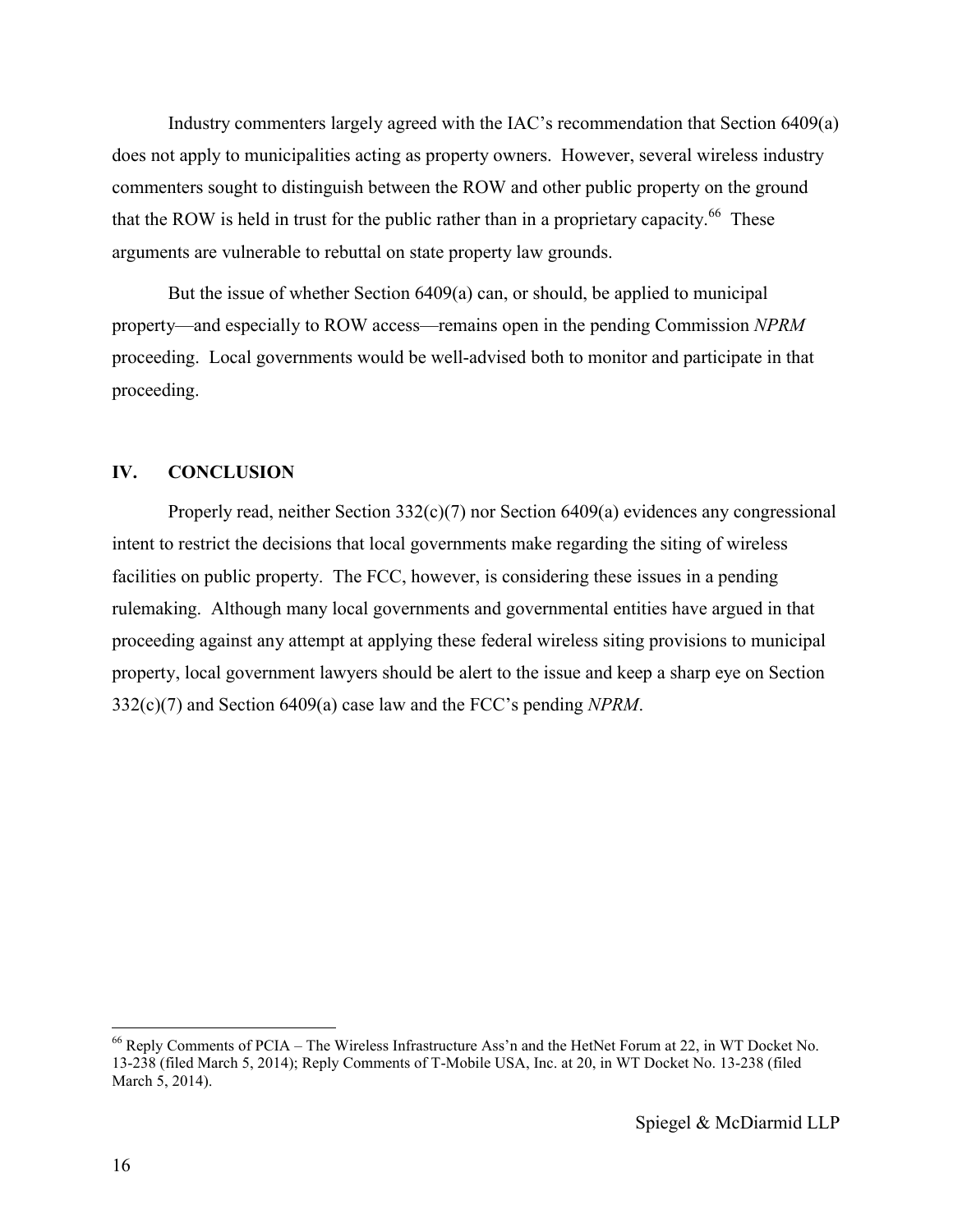Industry commenters largely agreed with the IAC's recommendation that Section 6409(a) does not apply to municipalities acting as property owners. However, several wireless industry commenters sought to distinguish between the ROW and other public property on the ground that the ROW is held in trust for the public rather than in a proprietary capacity.[66] These arguments are vulnerable to rebuttal on state property law grounds.

But the issue of whether Section 6409(a) can, or should, be applied to municipal property—and especially to ROW access—remains open in the pending Commission *NPRM* proceeding. Local governments would be well-advised both to monitor and participate in that proceeding.

## IV. CONCLUSION

Properly read, neither Section 332(c)(7) nor Section 6409(a) evidences any congressional intent to restrict the decisions that local governments make regarding the siting of wireless facilities on public property. The FCC, however, is considering these issues in a pending rulemaking. Although many local governments and governmental entities have argued in that proceeding against any attempt at applying these federal wireless siting provisions to municipal property, local government lawyers should be alert to the issue and keep a sharp eye on Section 332(c)(7) and Section 6409(a) case law and the FCC's pending *NPRM*.

---

[66] Reply Comments of PCIA – The Wireless Infrastructure Ass'n and the HetNet Forum at 22, in WT Docket No. 13-238 (filed March 5, 2014); Reply Comments of T-Mobile USA, Inc. at 20, in WT Docket No. 13-238 (filed March 5, 2014).

Spiegel & McDiarmid LLP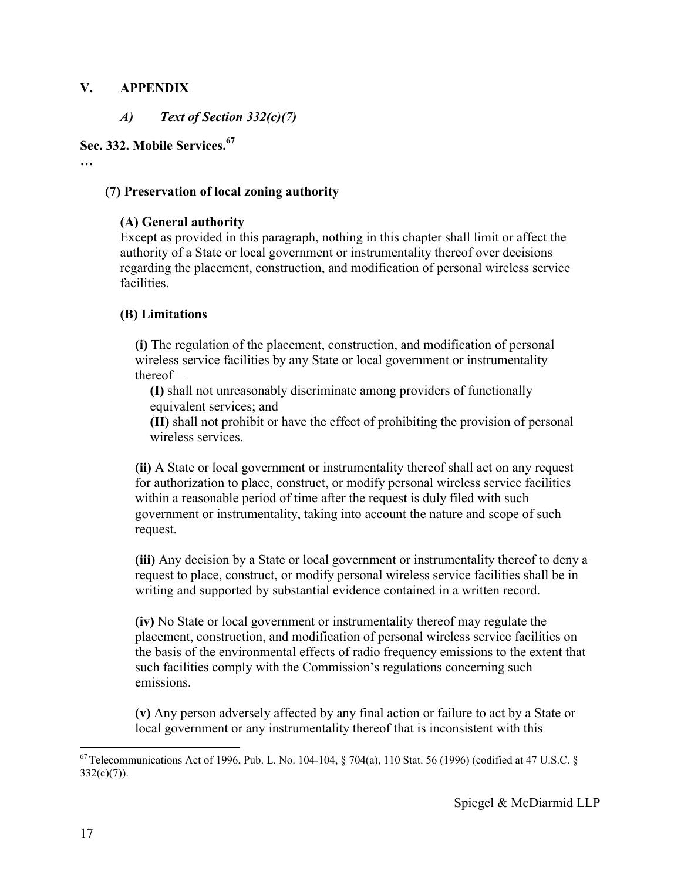## V. APPENDIX

### *A) Text of Section 332(c)(7)*

**Sec. 332. Mobile Services.**[67]

…

**(7) Preservation of local zoning authority**

**(A) General authority**

Except as provided in this paragraph, nothing in this chapter shall limit or affect the authority of a State or local government or instrumentality thereof over decisions regarding the placement, construction, and modification of personal wireless service facilities.

**(B) Limitations**

**(i)** The regulation of the placement, construction, and modification of personal wireless service facilities by any State or local government or instrumentality thereof—

**(I)** shall not unreasonably discriminate among providers of functionally equivalent services; and

**(II)** shall not prohibit or have the effect of prohibiting the provision of personal wireless services.

**(ii)** A State or local government or instrumentality thereof shall act on any request for authorization to place, construct, or modify personal wireless service facilities within a reasonable period of time after the request is duly filed with such government or instrumentality, taking into account the nature and scope of such request.

**(iii)** Any decision by a State or local government or instrumentality thereof to deny a request to place, construct, or modify personal wireless service facilities shall be in writing and supported by substantial evidence contained in a written record.

**(iv)** No State or local government or instrumentality thereof may regulate the placement, construction, and modification of personal wireless service facilities on the basis of the environmental effects of radio frequency emissions to the extent that such facilities comply with the Commission's regulations concerning such emissions.

**(v)** Any person adversely affected by any final action or failure to act by a State or local government or any instrumentality thereof that is inconsistent with this

---

[67] Telecommunications Act of 1996, Pub. L. No. 104-104, § 704(a), 110 Stat. 56 (1996) (codified at 47 U.S.C. § 332(c)(7)).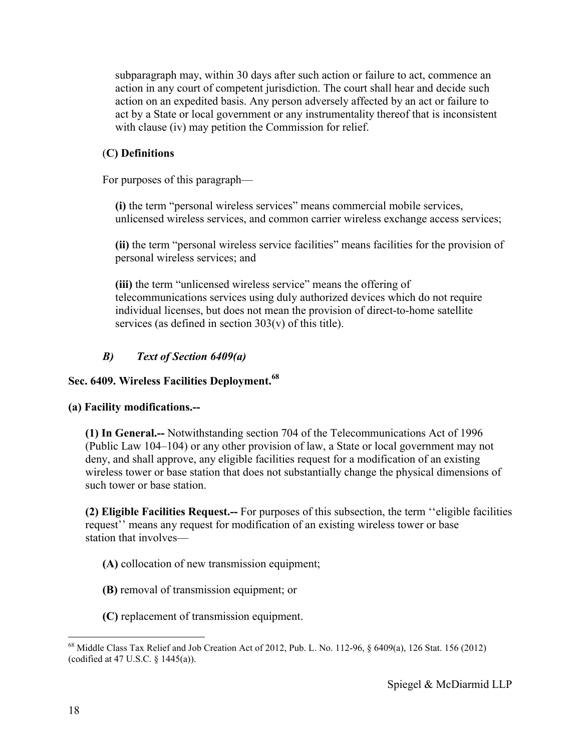subparagraph may, within 30 days after such action or failure to act, commence an action in any court of competent jurisdiction. The court shall hear and decide such action on an expedited basis. Any person adversely affected by an act or failure to act by a State or local government or any instrumentality thereof that is inconsistent with clause (iv) may petition the Commission for relief.

(**C) Definitions**

For purposes of this paragraph—

**(i)** the term "personal wireless services" means commercial mobile services, unlicensed wireless services, and common carrier wireless exchange access services;

**(ii)** the term "personal wireless service facilities" means facilities for the provision of personal wireless services; and

**(iii)** the term "unlicensed wireless service" means the offering of telecommunications services using duly authorized devices which do not require individual licenses, but does not mean the provision of direct-to-home satellite services (as defined in section 303(v) of this title).

### *B) Text of Section 6409(a)*

**Sec. 6409. Wireless Facilities Deployment.**[68]

**(a) Facility modifications.--**

**(1) In General.--** Notwithstanding section 704 of the Telecommunications Act of 1996 (Public Law 104–104) or any other provision of law, a State or local government may not deny, and shall approve, any eligible facilities request for a modification of an existing wireless tower or base station that does not substantially change the physical dimensions of such tower or base station.

**(2) Eligible Facilities Request.--** For purposes of this subsection, the term ''eligible facilities request'' means any request for modification of an existing wireless tower or base station that involves—

**(A)** collocation of new transmission equipment;

**(B)** removal of transmission equipment; or

**(C)** replacement of transmission equipment.

---

[68] Middle Class Tax Relief and Job Creation Act of 2012, Pub. L. No. 112-96, § 6409(a), 126 Stat. 156 (2012) (codified at 47 U.S.C. § 1445(a)).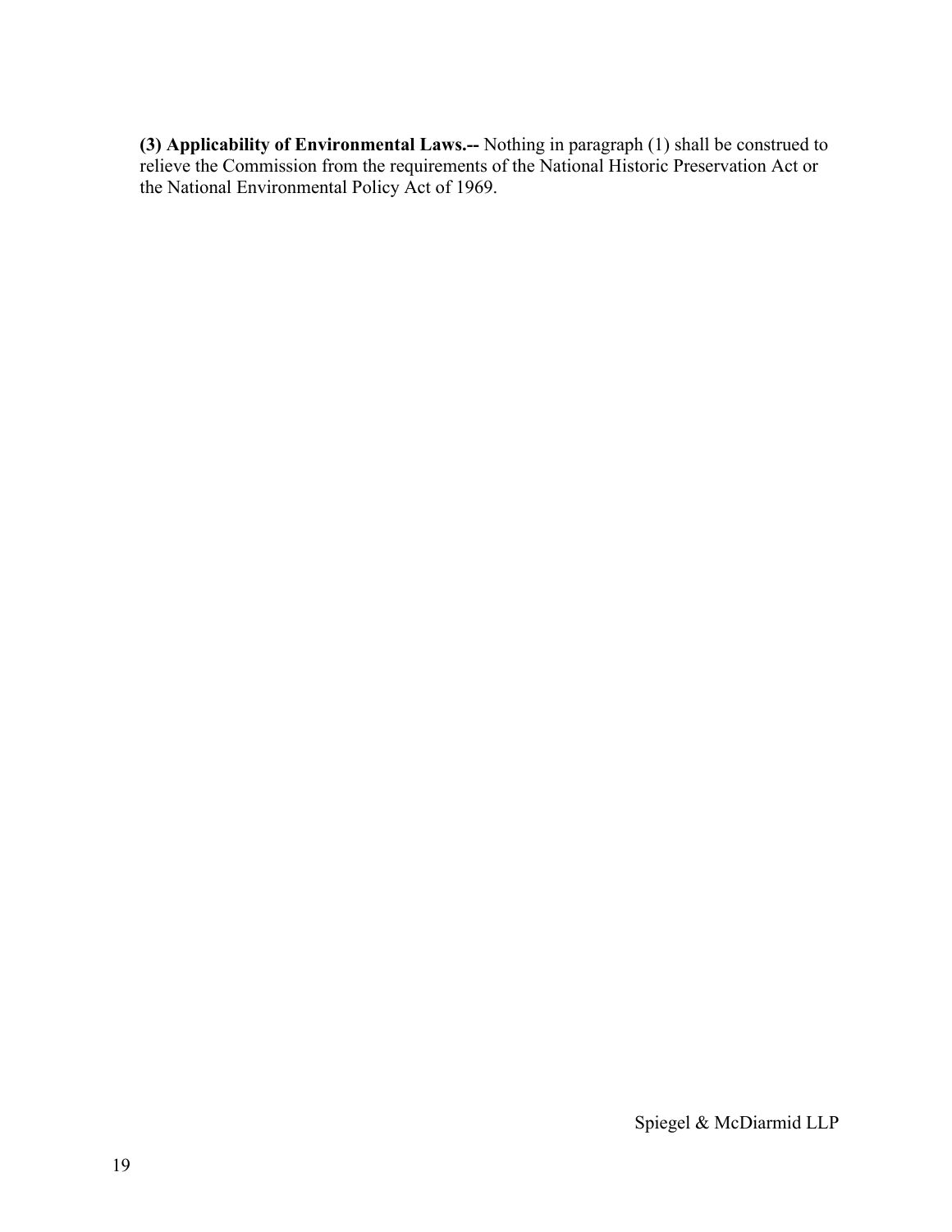**(3) Applicability of Environmental Laws.--** Nothing in paragraph (1) shall be construed to relieve the Commission from the requirements of the National Historic Preservation Act or the National Environmental Policy Act of 1969.